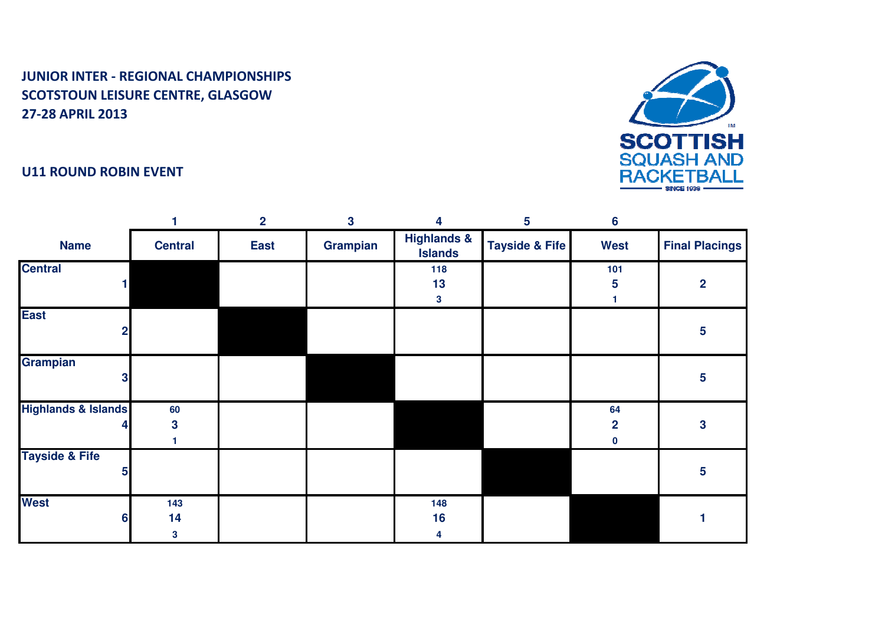**JUNIOR INTER - REGIONAL CHAMPIONSHIPS**
**SCOTSTOUN LEISURE CENTRE, GLASGOW**
**27-28 APRIL 2013**

SCOTTISH SQUASH AND RACKETBALL SINCE 1936

**U11 ROUND ROBIN EVENT**

| | 1 | 2 | 3 | 4 | 5 | 6 | |
|---|---|---|---|---|---|---|---|
| **Name** | **Central** | **East** | **Grampian** | **Highlands & Islands** | **Tayside & Fife** | **West** | **Final Placings** |
| **Central** 1 | | | | 118 13 3 | | 101 5 1 | 2 |
| **East** 2 | | | | | | | 5 |
| **Grampian** 3 | | | | | | | 5 |
| **Highlands & Islands** 4 | 60 3 1 | | | | | 64 2 0 | 3 |
| **Tayside & Fife** 5 | | | | | | | 5 |
| **West** 6 | 143 14 3 | | | 148 16 4 | | | 1 |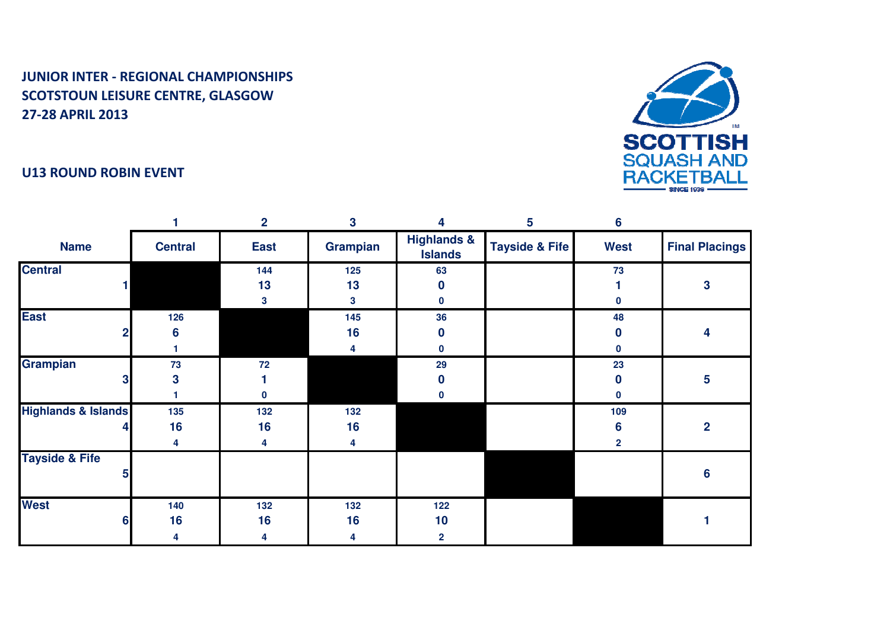**JUNIOR INTER - REGIONAL CHAMPIONSHIPS**
**SCOTSTOUN LEISURE CENTRE, GLASGOW**
**27-28 APRIL 2013**

**U13 ROUND ROBIN EVENT**

| | 1 | 2 | 3 | 4 | 5 | 6 | |
|---|---|---|---|---|---|---|---|
| **Name** | **Central** | **East** | **Grampian** | **Highlands & Islands** | **Tayside & Fife** | **West** | **Final Placings** |
| **Central** 1 | | 144<br>13<br>3 | 125<br>13<br>3 | 63<br>0<br>0 | | 73<br>1<br>0 | 3 |
| **East** 2 | 126<br>6<br>1 | | 145<br>16<br>4 | 36<br>0<br>0 | | 48<br>0<br>0 | 4 |
| **Grampian** 3 | 73<br>3<br>1 | 72<br>1<br>0 | | 29<br>0<br>0 | | 23<br>0<br>0 | 5 |
| **Highlands & Islands** 4 | 135<br>16<br>4 | 132<br>16<br>4 | 132<br>16<br>4 | | | 109<br>6<br>2 | 2 |
| **Tayside & Fife** 5 | | | | | | | 6 |
| **West** 6 | 140<br>16<br>4 | 132<br>16<br>4 | 132<br>16<br>4 | 122<br>10<br>2 | | | 1 |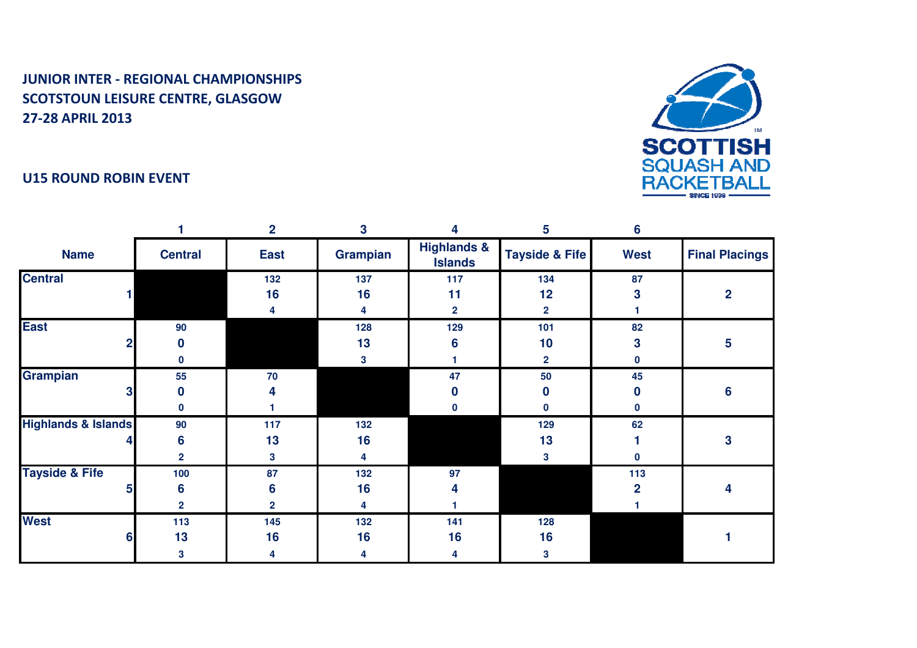**JUNIOR INTER - REGIONAL CHAMPIONSHIPS**
**SCOTSTOUN LEISURE CENTRE, GLASGOW**
**27-28 APRIL 2013**

**U15 ROUND ROBIN EVENT**

| | 1 | 2 | 3 | 4 | 5 | 6 | |
|---|---|---|---|---|---|---|---|
| **Name** | **Central** | **East** | **Grampian** | **Highlands & Islands** | **Tayside & Fife** | **West** | **Final Placings** |
| **Central** 1 | | 132<br>16<br>4 | 137<br>16<br>4 | 117<br>11<br>2 | 134<br>12<br>2 | 87<br>3<br>1 | 2 |
| **East** 2 | 90<br>0<br>0 | | 128<br>13<br>3 | 129<br>6<br>1 | 101<br>10<br>2 | 82<br>3<br>0 | 5 |
| **Grampian** 3 | 55<br>0<br>0 | 70<br>4<br>1 | | 47<br>0<br>0 | 50<br>0<br>0 | 45<br>0<br>0 | 6 |
| **Highlands & Islands** 4 | 90<br>6<br>2 | 117<br>13<br>3 | 132<br>16<br>4 | | 129<br>13<br>3 | 62<br>1<br>0 | 3 |
| **Tayside & Fife** 5 | 100<br>6<br>2 | 87<br>6<br>2 | 132<br>16<br>4 | 97<br>4<br>1 | | 113<br>2<br>1 | 4 |
| **West** 6 | 113<br>13<br>3 | 145<br>16<br>4 | 132<br>16<br>4 | 141<br>16<br>4 | 128<br>16<br>3 | | 1 |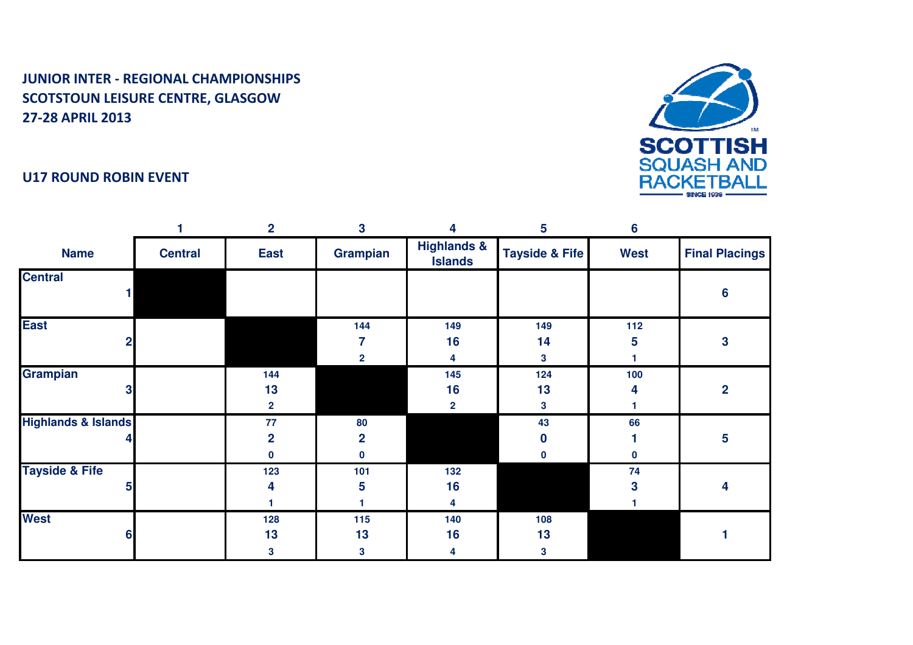**JUNIOR INTER - REGIONAL CHAMPIONSHIPS**
**SCOTSTOUN LEISURE CENTRE, GLASGOW**
**27-28 APRIL 2013**

SCOTTISH SQUASH AND RACKETBALL SINCE 1936

**U17 ROUND ROBIN EVENT**

| | 1 | 2 | 3 | 4 | 5 | 6 | |
|---|---|---|---|---|---|---|---|
| **Name** | **Central** | **East** | **Grampian** | **Highlands & Islands** | **Tayside & Fife** | **West** | **Final Placings** |
| **Central** 1 | | | | | | | 6 |
| **East** 2 | | | 144 7 2 | 149 16 4 | 149 14 3 | 112 5 1 | 3 |
| **Grampian** 3 | | 144 13 2 | | 145 16 2 | 124 13 3 | 100 4 1 | 2 |
| **Highlands & Islands** 4 | | 77 2 0 | 80 2 0 | | 43 0 0 | 66 1 0 | 5 |
| **Tayside & Fife** 5 | | 123 4 1 | 101 5 1 | 132 16 4 | | 74 3 1 | 4 |
| **West** 6 | | 128 13 3 | 115 13 3 | 140 16 4 | 108 13 3 | | 1 |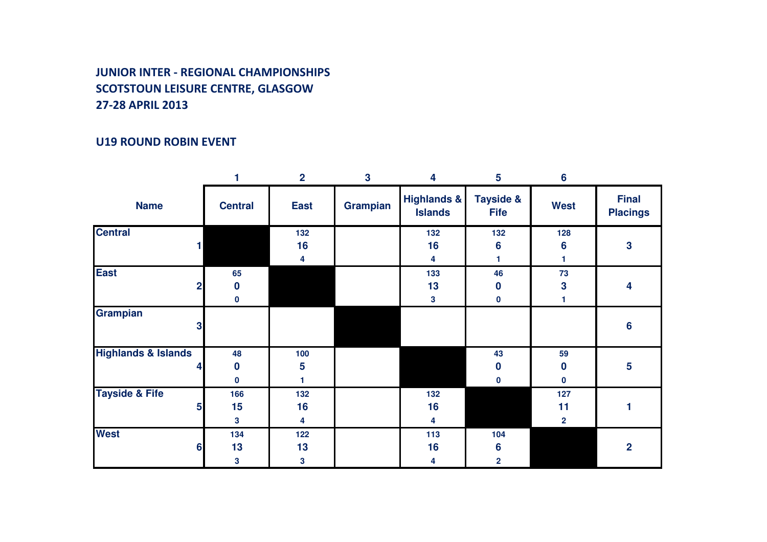**JUNIOR INTER - REGIONAL CHAMPIONSHIPS**
**SCOTSTOUN LEISURE CENTRE, GLASGOW**
**27-28 APRIL 2013**

**U19 ROUND ROBIN EVENT**

| | 1 | 2 | 3 | 4 | 5 | 6 | |
|---|---|---|---|---|---|---|---|
| **Name** | **Central** | **East** | **Grampian** | **Highlands & Islands** | **Tayside & Fife** | **West** | **Final Placings** |
| **Central** 1 | | 132 16 4 | | 132 16 4 | 132 6 1 | 128 6 1 | 3 |
| **East** 2 | 65 0 0 | | | 133 13 3 | 46 0 0 | 73 3 1 | 4 |
| **Grampian** 3 | | | | | | | 6 |
| **Highlands & Islands** 4 | 48 0 0 | 100 5 1 | | | 43 0 0 | 59 0 0 | 5 |
| **Tayside & Fife** 5 | 166 15 3 | 132 16 4 | | 132 16 4 | | 127 11 2 | 1 |
| **West** 6 | 134 13 3 | 122 13 3 | | 113 16 4 | 104 6 2 | | 2 |